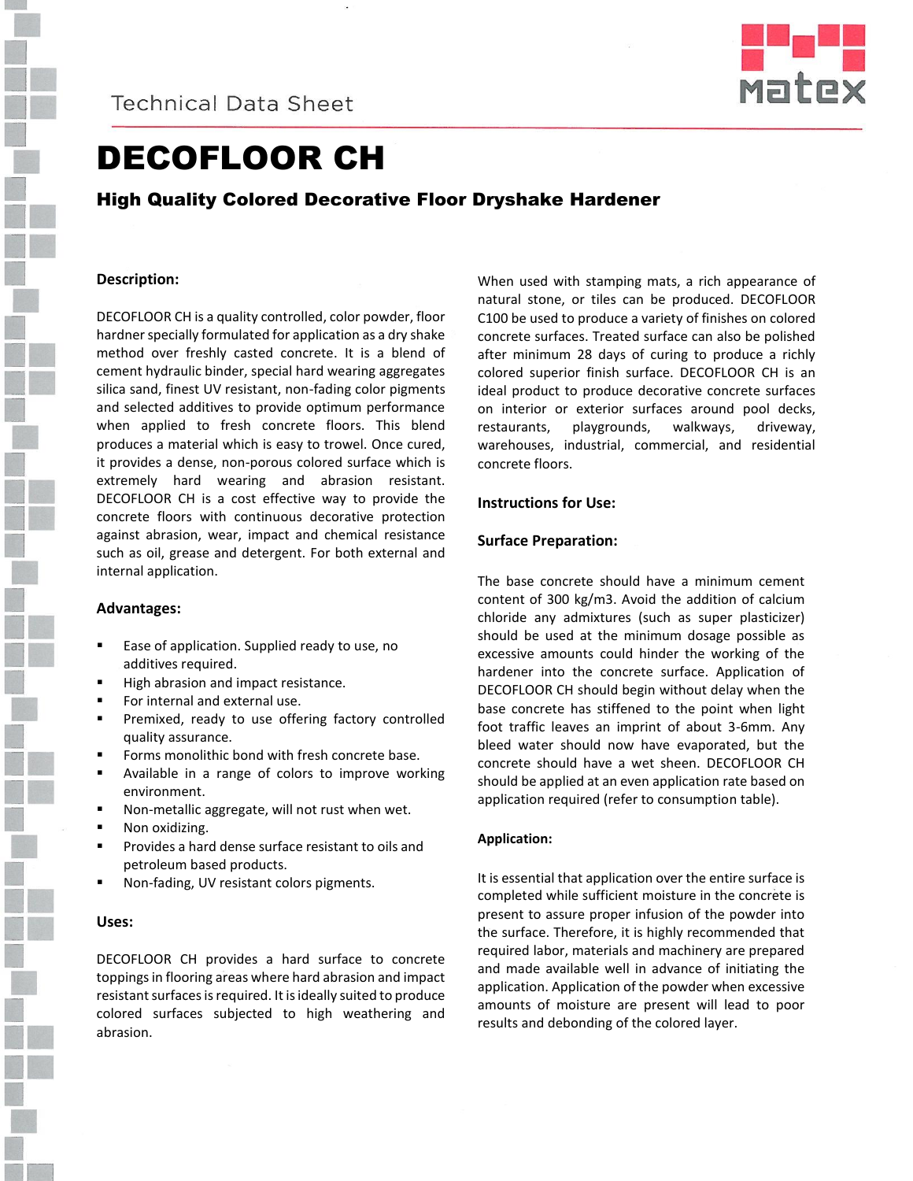Technical Data Sheet

# DECOFLOOR CH

## High Quality Colored Decorative Floor Dryshake Hardener

### Description:

DECOFLOOR CH is a quality controlled, color powder, floor hardner specially formulated for application as a dry shake method over freshly casted concrete. It is a blend of cement hydraulic binder, special hard wearing aggregates silica sand, finest UV resistant, non-fading color pigments and selected additives to provide optimum performance when applied to fresh concrete floors. This blend produces a material which is easy to trowel. Once cured, it provides a dense, non-porous colored surface which is extremely hard wearing and abrasion resistant. DECOFLOOR CH is a cost effective way to provide the concrete floors with continuous decorative protection against abrasion, wear, impact and chemical resistance such as oil, grease and detergent. For both external and internal application.

### Advantages:

- Ease of application. Supplied ready to use, no additives required.
- High abrasion and impact resistance.
- For internal and external use.
- Premixed, ready to use offering factory controlled quality assurance.
- Forms monolithic bond with fresh concrete base.
- Available in a range of colors to improve working environment.
- Non-metallic aggregate, will not rust when wet.
- Non oxidizing.
- Provides a hard dense surface resistant to oils and petroleum based products.
- Non-fading, UV resistant colors pigments.

### Uses:

DECOFLOOR CH provides a hard surface to concrete toppings in flooring areas where hard abrasion and impact resistant surfaces is required. It is ideally suited to produce colored surfaces subjected to high weathering and abrasion.

When used with stamping mats, a rich appearance of natural stone, or tiles can be produced. DECOFLOOR C100 be used to produce a variety of finishes on colored concrete surfaces. Treated surface can also be polished after minimum 28 days of curing to produce a richly colored superior finish surface. DECOFLOOR CH is an ideal product to produce decorative concrete surfaces on interior or exterior surfaces around pool decks, restaurants, playgrounds, walkways, driveway, warehouses, industrial, commercial, and residential concrete floors.

### Instructions for Use:

### Surface Preparation:

The base concrete should have a minimum cement content of 300 kg/m3. Avoid the addition of calcium chloride any admixtures (such as super plasticizer) should be used at the minimum dosage possible as excessive amounts could hinder the working of the hardener into the concrete surface. Application of DECOFLOOR CH should begin without delay when the base concrete has stiffened to the point when light foot traffic leaves an imprint of about 3-6mm. Any bleed water should now have evaporated, but the concrete should have a wet sheen. DECOFLOOR CH should be applied at an even application rate based on application required (refer to consumption table).

### Application:

It is essential that application over the entire surface is completed while sufficient moisture in the concrete is present to assure proper infusion of the powder into the surface. Therefore, it is highly recommended that required labor, materials and machinery are prepared and made available well in advance of initiating the application. Application of the powder when excessive amounts of moisture are present will lead to poor results and debonding of the colored layer.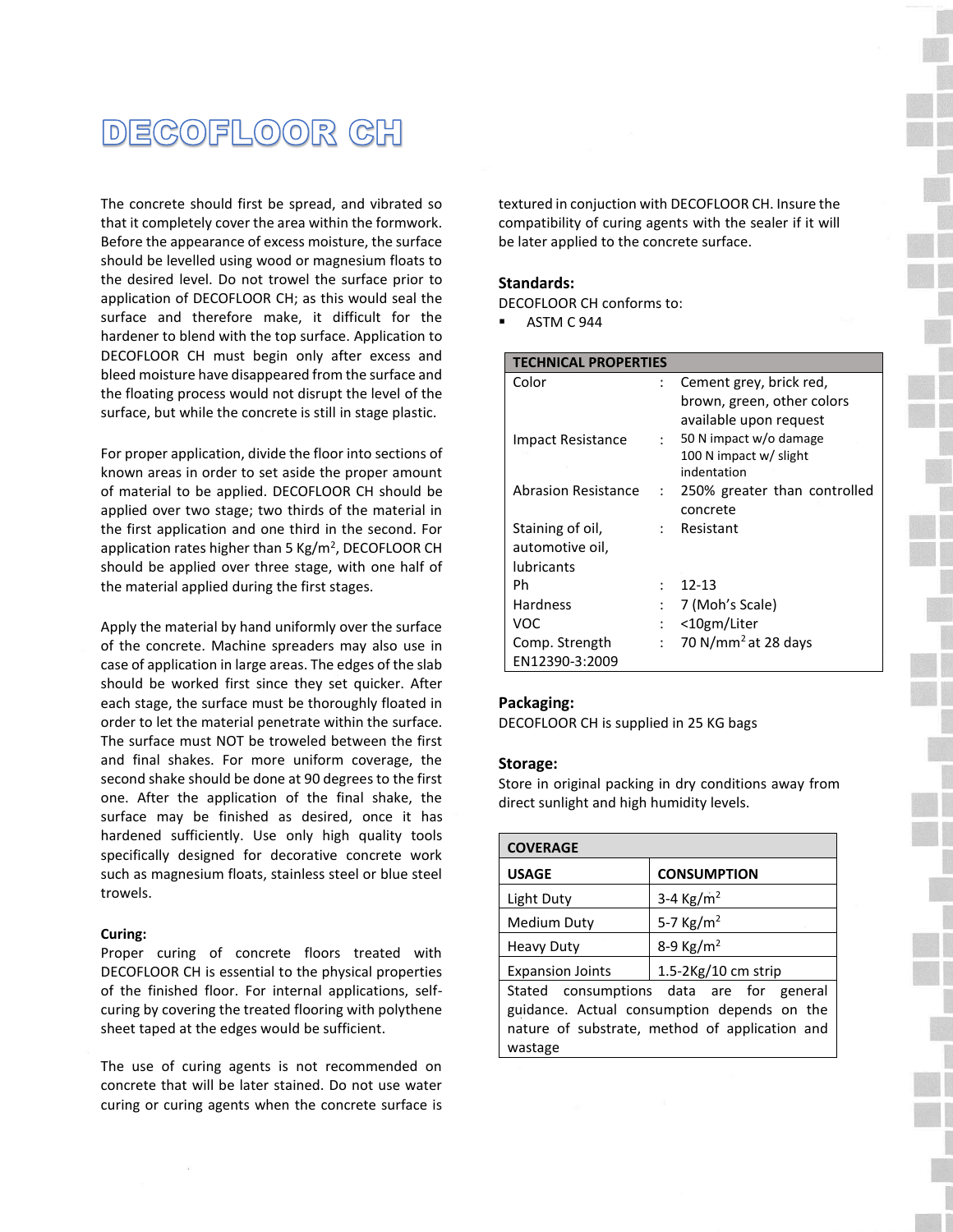# DECOFLOOR CH

The concrete should first be spread, and vibrated so that it completely cover the area within the formwork. Before the appearance of excess moisture, the surface should be levelled using wood or magnesium floats to the desired level. Do not trowel the surface prior to application of DECOFLOOR CH; as this would seal the surface and therefore make, it difficult for the hardener to blend with the top surface. Application to DECOFLOOR CH must begin only after excess and bleed moisture have disappeared from the surface and the floating process would not disrupt the level of the surface, but while the concrete is still in stage plastic.

For proper application, divide the floor into sections of known areas in order to set aside the proper amount of material to be applied. DECOFLOOR CH should be applied over two stage; two thirds of the material in the first application and one third in the second. For application rates higher than 5 Kg/m$^2$, DECOFLOOR CH should be applied over three stage, with one half of the material applied during the first stages.

Apply the material by hand uniformly over the surface of the concrete. Machine spreaders may also use in case of application in large areas. The edges of the slab should be worked first since they set quicker. After each stage, the surface must be thoroughly floated in order to let the material penetrate within the surface. The surface must NOT be troweled between the first and final shakes. For more uniform coverage, the second shake should be done at 90 degrees to the first one. After the application of the final shake, the surface may be finished as desired, once it has hardened sufficiently. Use only high quality tools specifically designed for decorative concrete work such as magnesium floats, stainless steel or blue steel trowels.

**Curing:**

Proper curing of concrete floors treated with DECOFLOOR CH is essential to the physical properties of the finished floor. For internal applications, self-curing by covering the treated flooring with polythene sheet taped at the edges would be sufficient.

The use of curing agents is not recommended on concrete that will be later stained. Do not use water curing or curing agents when the concrete surface is textured in conjuction with DECOFLOOR CH. Insure the compatibility of curing agents with the sealer if it will be later applied to the concrete surface.

**Standards:**

DECOFLOOR CH conforms to:

- ASTM C 944

| TECHNICAL PROPERTIES | | |
|---|---|---|
| Color | : | Cement grey, brick red, brown, green, other colors available upon request |
| Impact Resistance | : | 50 N impact w/o damage<br>100 N impact w/ slight indentation |
| Abrasion Resistance | : | 250% greater than controlled concrete |
| Staining of oil, automotive oil, lubricants | : | Resistant |
| Ph | : | 12-13 |
| Hardness | : | 7 (Moh's Scale) |
| VOC | : | <10gm/Liter |
| Comp. Strength EN12390-3:2009 | : | 70 N/mm$^2$ at 28 days |

**Packaging:**

DECOFLOOR CH is supplied in 25 KG bags

**Storage:**

Store in original packing in dry conditions away from direct sunlight and high humidity levels.

| COVERAGE | |
|---|---|
| **USAGE** | **CONSUMPTION** |
| Light Duty | 3-4 Kg/m$^2$ |
| Medium Duty | 5-7 Kg/m$^2$ |
| Heavy Duty | 8-9 Kg/m$^2$ |
| Expansion Joints | 1.5-2Kg/10 cm strip |
| Stated consumptions data are for general guidance. Actual consumption depends on the nature of substrate, method of application and wastage | |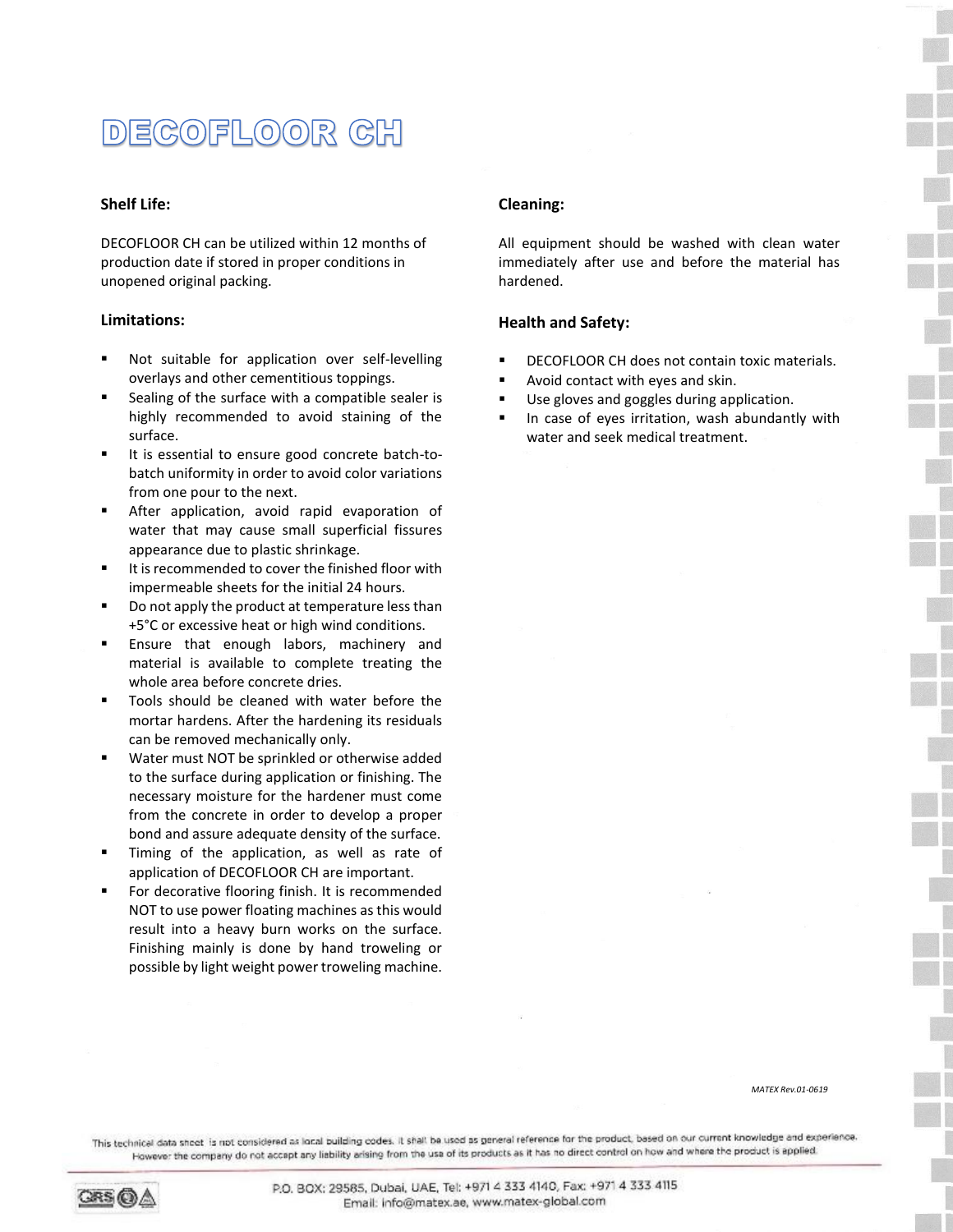# DECOFLOOR CH

## Shelf Life:

DECOFLOOR CH can be utilized within 12 months of production date if stored in proper conditions in unopened original packing.

## Limitations:

- Not suitable for application over self-levelling overlays and other cementitious toppings.
- Sealing of the surface with a compatible sealer is highly recommended to avoid staining of the surface.
- It is essential to ensure good concrete batch-to-batch uniformity in order to avoid color variations from one pour to the next.
- After application, avoid rapid evaporation of water that may cause small superficial fissures appearance due to plastic shrinkage.
- It is recommended to cover the finished floor with impermeable sheets for the initial 24 hours.
- Do not apply the product at temperature less than +5°C or excessive heat or high wind conditions.
- Ensure that enough labors, machinery and material is available to complete treating the whole area before concrete dries.
- Tools should be cleaned with water before the mortar hardens. After the hardening its residuals can be removed mechanically only.
- Water must NOT be sprinkled or otherwise added to the surface during application or finishing. The necessary moisture for the hardener must come from the concrete in order to develop a proper bond and assure adequate density of the surface.
- Timing of the application, as well as rate of application of DECOFLOOR CH are important.
- For decorative flooring finish. It is recommended NOT to use power floating machines as this would result into a heavy burn works on the surface. Finishing mainly is done by hand troweling or possible by light weight power troweling machine.

## Cleaning:

All equipment should be washed with clean water immediately after use and before the material has hardened.

## Health and Safety:

- DECOFLOOR CH does not contain toxic materials.
- Avoid contact with eyes and skin.
- Use gloves and goggles during application.
- In case of eyes irritation, wash abundantly with water and seek medical treatment.

*MATEX Rev.01-0619*

This technical data sheet is not considered as local building codes. It shall be used as general reference for the product, based on our current knowledge and experience. However the company do not accept any liability arising from the use of its products as it has no direct control on how and where the product is applied.

P.O. BOX: 29585, Dubai, UAE, Tel: +971 4 333 4140, Fax: +971 4 333 4115
Email: info@matex.ae, www.matex-global.com